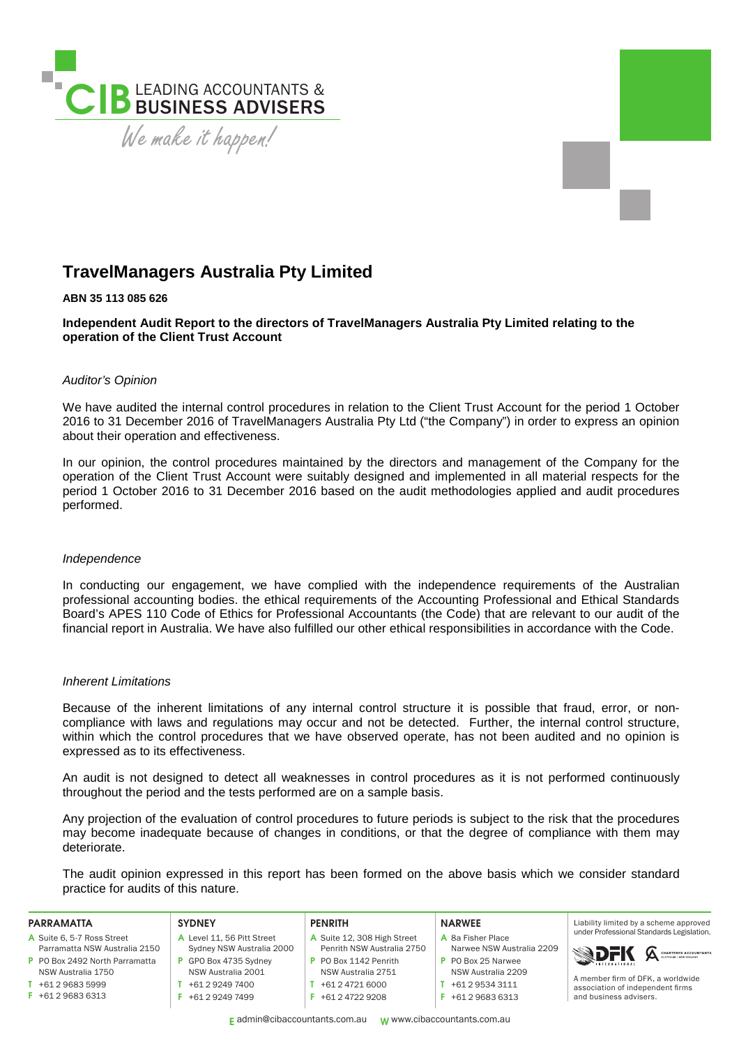# TravelManagers Australia Pty Limited

**ABN 35 113 085 626**

**Independent Audit Report to the directors of TravelManagers Australia Pty Limited relating to the operation of the Client Trust Account**

*Auditor's Opinion*

We have audited the internal control procedures in relation to the Client Trust Account for the period 1 October 2016 to 31 December 2016 of TravelManagers Australia Pty Ltd ("the Company") in order to express an opinion about their operation and effectiveness.

In our opinion, the control procedures maintained by the directors and management of the Company for the operation of the Client Trust Account were suitably designed and implemented in all material respects for the period 1 October 2016 to 31 December 2016 based on the audit methodologies applied and audit procedures performed.

*Independence*

In conducting our engagement, we have complied with the independence requirements of the Australian professional accounting bodies. the ethical requirements of the Accounting Professional and Ethical Standards Board's APES 110 Code of Ethics for Professional Accountants (the Code) that are relevant to our audit of the financial report in Australia. We have also fulfilled our other ethical responsibilities in accordance with the Code.

*Inherent Limitations*

Because of the inherent limitations of any internal control structure it is possible that fraud, error, or non-compliance with laws and regulations may occur and not be detected. Further, the internal control structure, within which the control procedures that we have observed operate, has not been audited and no opinion is expressed as to its effectiveness.

An audit is not designed to detect all weaknesses in control procedures as it is not performed continuously throughout the period and the tests performed are on a sample basis.

Any projection of the evaluation of control procedures to future periods is subject to the risk that the procedures may become inadequate because of changes in conditions, or that the degree of compliance with them may deteriorate.

The audit opinion expressed in this report has been formed on the above basis which we consider standard practice for audits of this nature.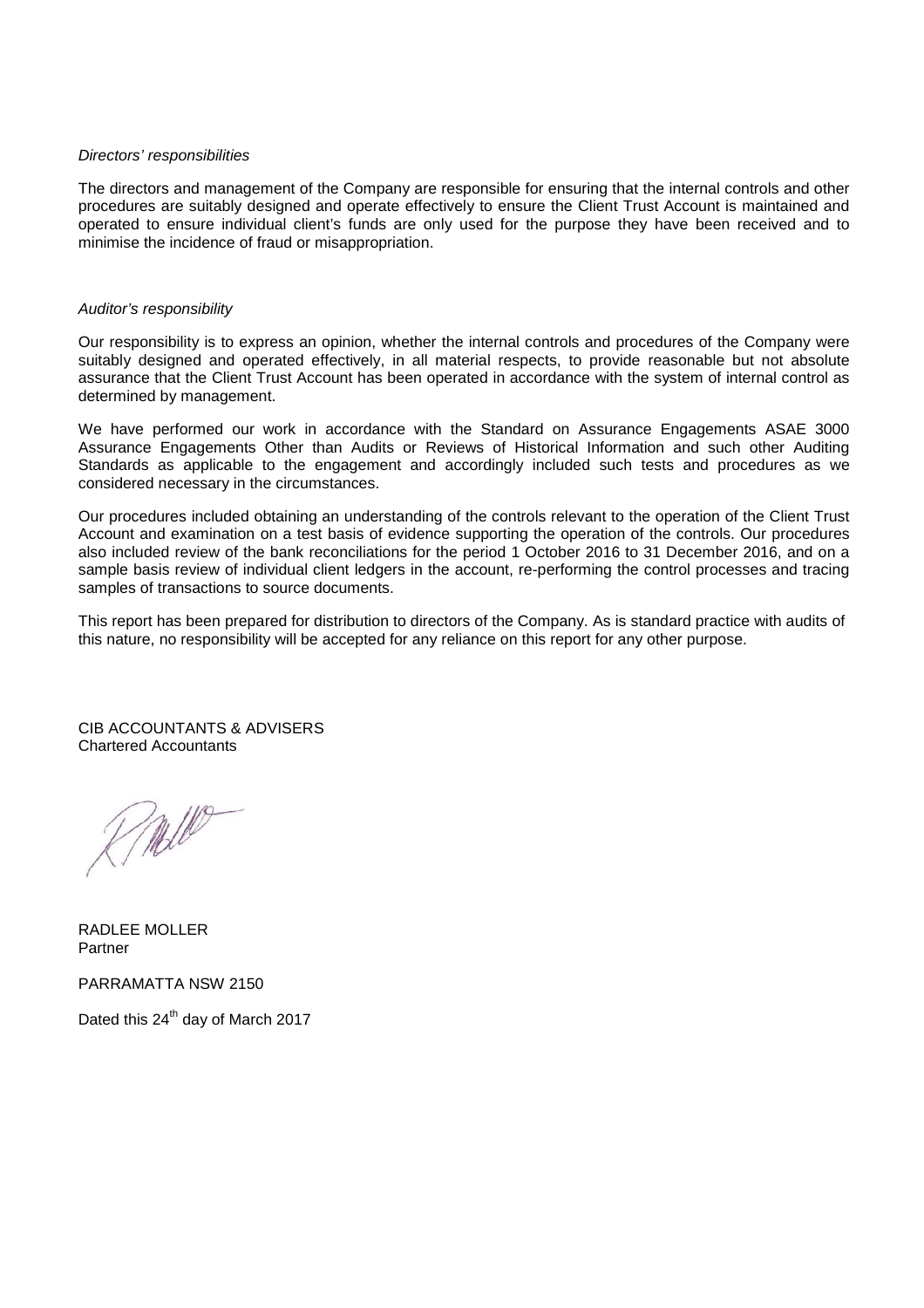*Directors' responsibilities*

The directors and management of the Company are responsible for ensuring that the internal controls and other procedures are suitably designed and operate effectively to ensure the Client Trust Account is maintained and operated to ensure individual client's funds are only used for the purpose they have been received and to minimise the incidence of fraud or misappropriation.

*Auditor's responsibility*

Our responsibility is to express an opinion, whether the internal controls and procedures of the Company were suitably designed and operated effectively, in all material respects, to provide reasonable but not absolute assurance that the Client Trust Account has been operated in accordance with the system of internal control as determined by management.

We have performed our work in accordance with the Standard on Assurance Engagements ASAE 3000 Assurance Engagements Other than Audits or Reviews of Historical Information and such other Auditing Standards as applicable to the engagement and accordingly included such tests and procedures as we considered necessary in the circumstances.

Our procedures included obtaining an understanding of the controls relevant to the operation of the Client Trust Account and examination on a test basis of evidence supporting the operation of the controls. Our procedures also included review of the bank reconciliations for the period 1 October 2016 to 31 December 2016, and on a sample basis review of individual client ledgers in the account, re-performing the control processes and tracing samples of transactions to source documents.

This report has been prepared for distribution to directors of the Company. As is standard practice with audits of this nature, no responsibility will be accepted for any reliance on this report for any other purpose.

CIB ACCOUNTANTS & ADVISERS
Chartered Accountants

RADLEE MOLLER
Partner

PARRAMATTA NSW 2150

Dated this 24th day of March 2017